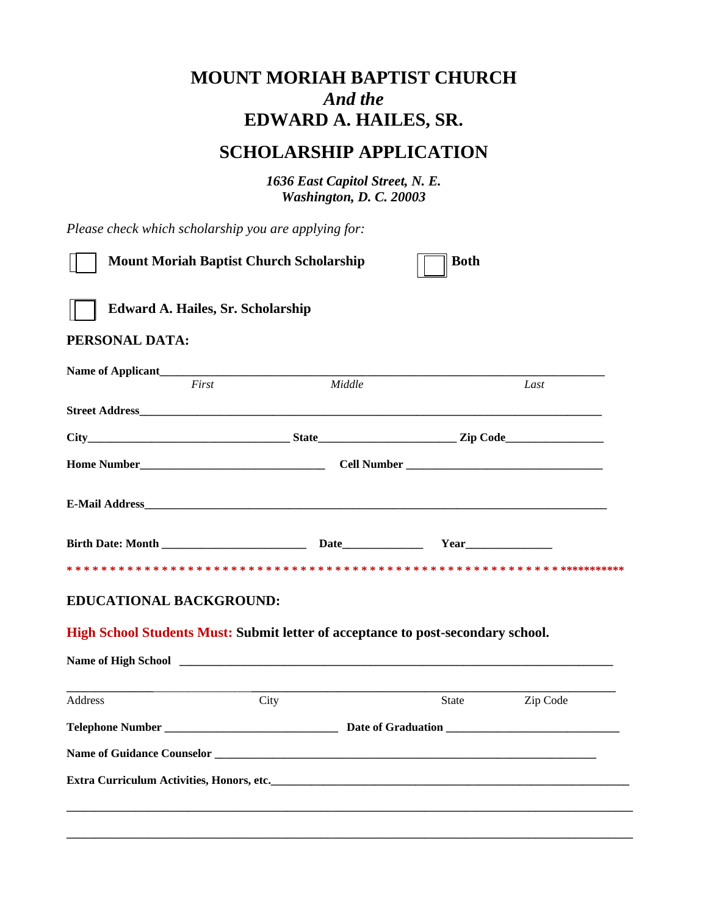# MOUNT MORIAH BAPTIST CHURCH
*And the*
# EDWARD A. HAILES, SR.

## SCHOLARSHIP APPLICATION

***1636 East Capitol Street, N. E.***
***Washington, D. C. 20003***

*Please check which scholarship you are applying for:*

☐ **Mount Moriah Baptist Church Scholarship** ☐ **Both**

☐ **Edward A. Hailes, Sr. Scholarship**

**PERSONAL DATA:**

**Name of Applicant**______________________________________________________________
*First* *Middle* *Last*

**Street Address**______________________________________________________________

**City**___________________________ **State**__________________ **Zip Code**______________

**Home Number**__________________________ **Cell Number** ___________________________

**E-Mail Address**______________________________________________________________

**Birth Date: Month** ____________________ **Date**____________ **Year**_____________

**************************************************************************

**EDUCATIONAL BACKGROUND:**

**High School Students Must: Submit letter of acceptance to post-secondary school.**

**Name of High School** ___________________________________________________________

________________________________________________________________________
Address City State Zip Code

**Telephone Number** _________________________ **Date of Graduation** _________________________

**Name of Guidance Counselor** _______________________________________________________

**Extra Curriculum Activities, Honors, etc.**_____________________________________________

________________________________________________________________________

________________________________________________________________________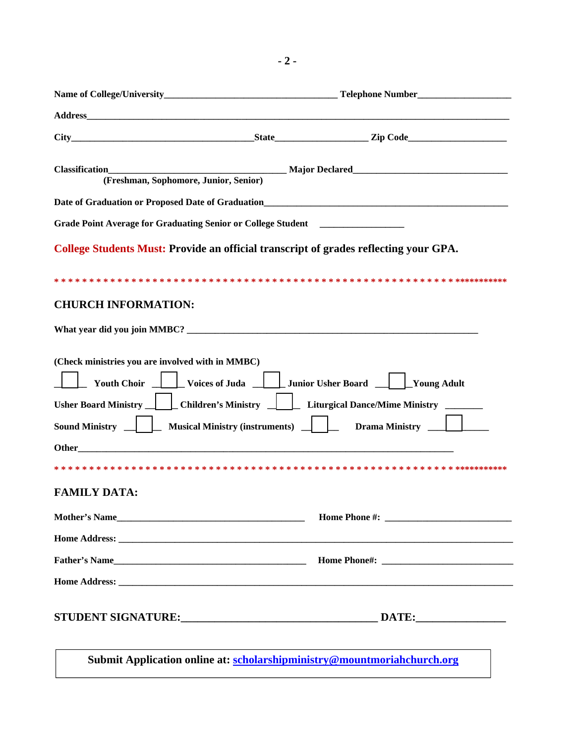**Name of College/University**\_\_\_\_\_\_\_\_\_\_\_\_\_\_\_\_\_\_\_\_\_\_\_\_\_\_\_\_\_\_\_\_\_\_\_ **Telephone Number**\_\_\_\_\_\_\_\_\_\_\_\_\_\_\_\_\_\_\_

**Address**\_\_\_\_\_\_\_\_\_\_\_\_\_\_\_\_\_\_\_\_\_\_\_\_\_\_\_\_\_\_\_\_\_\_\_\_\_\_\_\_\_\_\_\_\_\_\_\_\_\_\_\_\_\_\_\_\_\_\_\_\_\_\_\_\_\_\_\_\_\_\_\_\_\_\_\_\_\_\_\_\_\_\_\_\_\_

**City**\_\_\_\_\_\_\_\_\_\_\_\_\_\_\_\_\_\_\_\_\_\_\_\_\_\_\_\_\_\_\_\_\_\_\_\_\_\_\_**State**\_\_\_\_\_\_\_\_\_\_\_\_\_\_\_\_\_\_\_ **Zip Code**\_\_\_\_\_\_\_\_\_\_\_\_\_\_\_\_\_\_\_\_\_

**Classification**\_\_\_\_\_\_\_\_\_\_\_\_\_\_\_\_\_\_\_\_\_\_\_\_\_\_\_\_\_\_\_\_\_\_\_\_\_ **Major Declared**\_\_\_\_\_\_\_\_\_\_\_\_\_\_\_\_\_\_\_\_\_\_\_\_\_\_\_\_\_\_\_\_
**(Freshman, Sophomore, Junior, Senior)**

**Date of Graduation or Proposed Date of Graduation**\_\_\_\_\_\_\_\_\_\_\_\_\_\_\_\_\_\_\_\_\_\_\_\_\_\_\_\_\_\_\_\_\_\_\_\_\_\_\_\_\_\_\_\_\_\_\_\_\_\_\_\_\_

**Grade Point Average for Graduating Senior or College Student** \_\_\_\_\_\_\_\_\_\_\_\_\_\_\_\_\_

**College Students Must: Provide an official transcript of grades reflecting your GPA.**

\* \* \* \* \* \* \* \* \* \* \* \* \* \* \* \* \* \* \* \* \* \* \* \* \* \* \* \* \* \* \* \* \* \* \* \* \* \* \* \* \* \* \* \* \* \* \* \* \* \* \* \* \* \* \* \* \* \* \* \*\*\*\*\*\*\*\*\*\*\*\*

## CHURCH INFORMATION:

**What year did you join MMBC?** \_\_\_\_\_\_\_\_\_\_\_\_\_\_\_\_\_\_\_\_\_\_\_\_\_\_\_\_\_\_\_\_\_\_\_\_\_\_\_\_\_\_\_\_\_\_\_\_\_\_\_\_\_\_\_\_\_\_\_\_\_\_

**(Check ministries you are involved with in MMBC)**

☐ **Youth Choir** ☐ **Voices of Juda** ☐ **Junior Usher Board** ☐ **Young Adult**

**Usher Board Ministry** ☐ **Children's Ministry** ☐ **Liturgical Dance/Mime Ministry** \_\_\_\_\_\_\_\_

**Sound Ministry** ☐ **Musical Ministry (instruments)** ☐ **Drama Ministry** ☐

**Other**\_\_\_\_\_\_\_\_\_\_\_\_\_\_\_\_\_\_\_\_\_\_\_\_\_\_\_\_\_\_\_\_\_\_\_\_\_\_\_\_\_\_\_\_\_\_\_\_\_\_\_\_\_\_\_\_\_\_\_\_\_\_\_\_\_\_\_\_\_\_\_\_\_\_\_\_\_\_\_

\* \* \* \* \* \* \* \* \* \* \* \* \* \* \* \* \* \* \* \* \* \* \* \* \* \* \* \* \* \* \* \* \* \* \* \* \* \* \* \* \* \* \* \* \* \* \* \* \* \* \* \* \* \* \* \* \* \* \* \*\*\*\*\*\*\*\*\*\*\*\*

## FAMILY DATA:

**Mother's Name**\_\_\_\_\_\_\_\_\_\_\_\_\_\_\_\_\_\_\_\_\_\_\_\_\_\_\_\_\_\_\_\_\_\_\_\_\_\_\_\_ **Home Phone #:** \_\_\_\_\_\_\_\_\_\_\_\_\_\_\_\_\_\_\_\_\_\_\_\_\_\_

**Home Address:** \_\_\_\_\_\_\_\_\_\_\_\_\_\_\_\_\_\_\_\_\_\_\_\_\_\_\_\_\_\_\_\_\_\_\_\_\_\_\_\_\_\_\_\_\_\_\_\_\_\_\_\_\_\_\_\_\_\_\_\_\_\_\_\_\_\_\_\_\_\_\_\_\_\_\_\_\_\_\_\_\_

**Father's Name**\_\_\_\_\_\_\_\_\_\_\_\_\_\_\_\_\_\_\_\_\_\_\_\_\_\_\_\_\_\_\_\_\_\_\_\_\_\_\_\_ **Home Phone#:** \_\_\_\_\_\_\_\_\_\_\_\_\_\_\_\_\_\_\_\_\_\_\_\_\_\_\_

**Home Address:** \_\_\_\_\_\_\_\_\_\_\_\_\_\_\_\_\_\_\_\_\_\_\_\_\_\_\_\_\_\_\_\_\_\_\_\_\_\_\_\_\_\_\_\_\_\_\_\_\_\_\_\_\_\_\_\_\_\_\_\_\_\_\_\_\_\_\_\_\_\_\_\_\_\_\_\_\_\_\_\_\_

**STUDENT SIGNATURE:**\_\_\_\_\_\_\_\_\_\_\_\_\_\_\_\_\_\_\_\_\_\_\_\_\_\_\_\_\_\_\_\_\_\_\_\_ **DATE:**\_\_\_\_\_\_\_\_\_\_\_\_\_\_\_\_

**Submit Application online at: scholarshipministry@mountmoriahchurch.org**